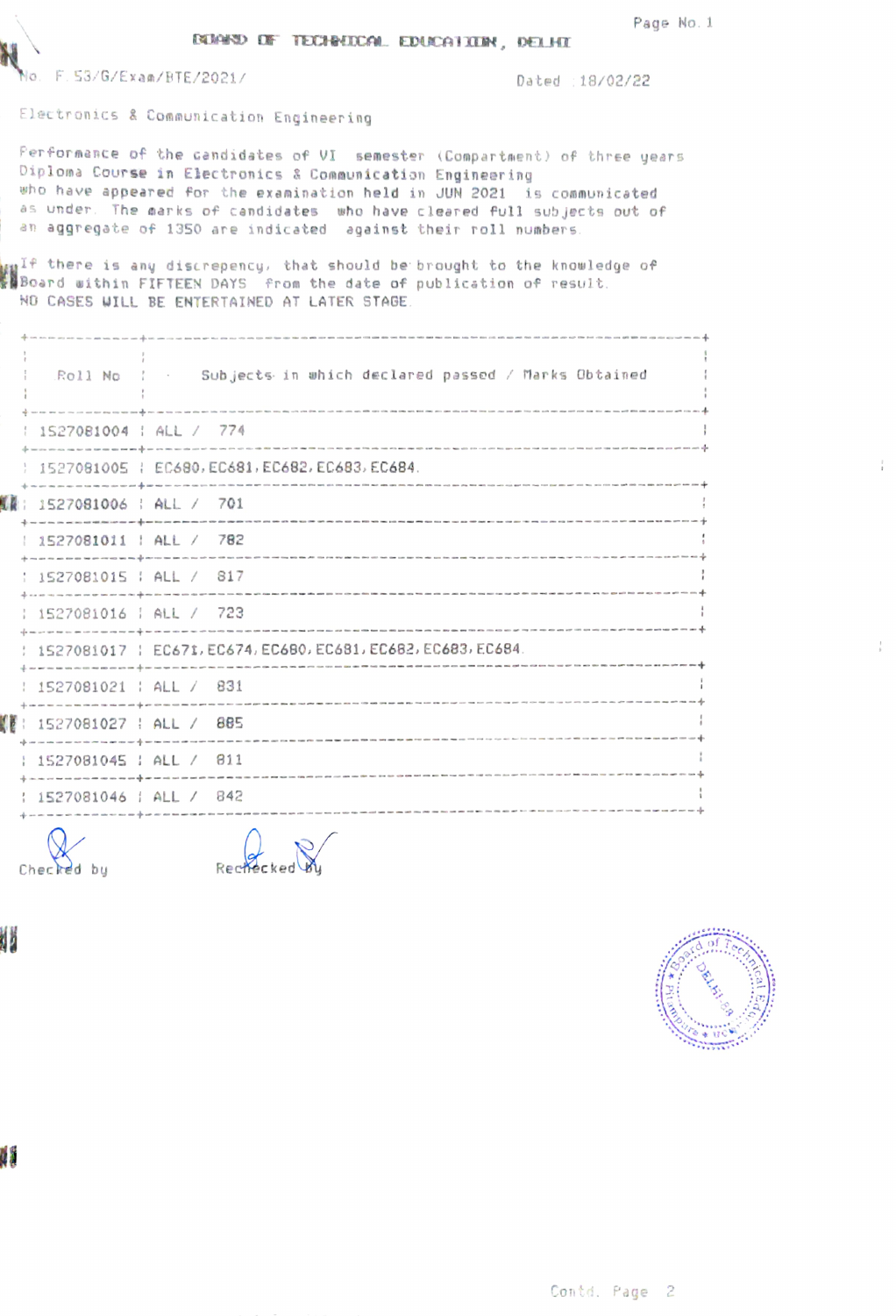# BOARD OF TECHNICAL EDUCATION, DELHI

No. F.53/G/Exam/BTE/2021/ Dated : 18/02/22

Electronics & Communication Engineering

Performance of the candidates of VI semester (Compartment) of three years Diploma Course in Electronics & Communication Engineering who have appeared for the examination held in JUN 2021 is communicated as under. The marks of candidates who have cleared full subjects out of an aggregate of 1350 are indicated against their roll numbers.

If there is any discrepency, that should be brought to the knowledge of Board within FIFTEEN DAYS from the date of publication of result. NO CASES WILL BE ENTERTAINED AT LATER STAGE.

| Roll No | Subjects in which declared passed / Marks Obtained |
|---|---|
| 1527081004 | ALL / 774 |
| 1527081005 | EC680, EC681, EC682, EC683, EC684. |
| 1527081006 | ALL / 701 |
| 1527081011 | ALL / 782 |
| 1527081015 | ALL / 817 |
| 1527081016 | ALL / 723 |
| 1527081017 | EC671, EC674, EC680, EC681, EC682, EC683, EC684. |
| 1527081021 | ALL / 831 |
| 1527081027 | ALL / 885 |
| 1527081045 | ALL / 811 |
| 1527081046 | ALL / 842 |

Checked by Rechecked by

Contd. Page 2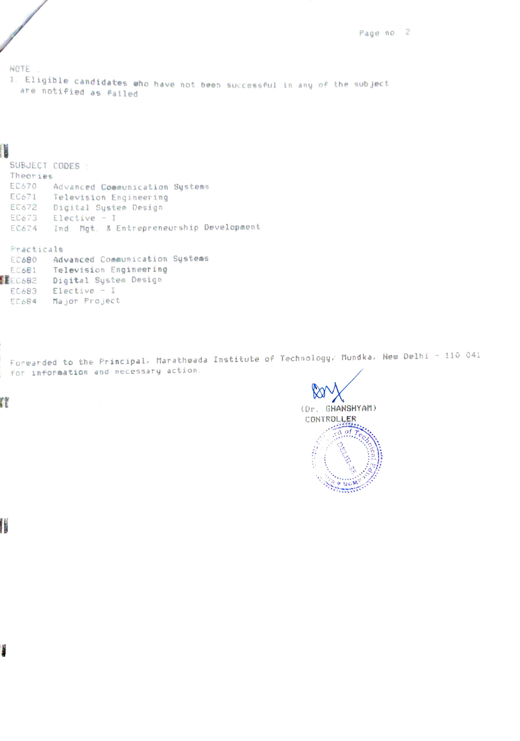NOTE :

1. Eligible candidates who have not been successful in any of the subject are notified as failed

SUBJECT CODES :

Theories

| | |
|---|---|
| EC670 | Advanced Communication Systems |
| EC671 | Television Engineering |
| EC672 | Digital System Design |
| EC673 | Elective - I |
| EC674 | Ind. Mgt. & Entrepreneurship Development |

Practicals

| | |
|---|---|
| EC680 | Advanced Communication Systems |
| EC681 | Television Engineering |
| EC682 | Digital System Design |
| EC683 | Elective - I |
| EC684 | Major Project |

Forwarded to the Principal, Marathwada Institute of Technology, Mundka, New Delhi - 110 041 for information and necessary action.

(Dr. GHANSHYAM)
CONTROLLER